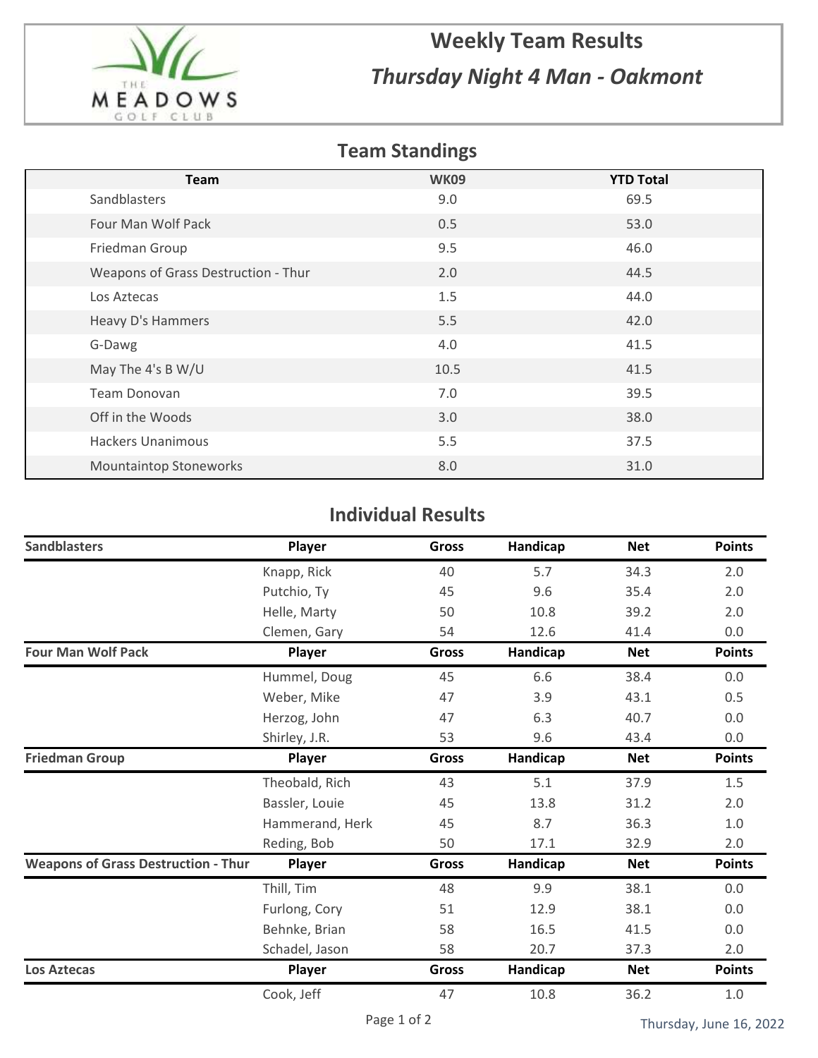# Weekly Team Results

## *Thursday Night 4 Man - Oakmont*

## Team Standings

| Team | WK09 | YTD Total |
|---|---|---|
| Sandblasters | 9.0 | 69.5 |
| Four Man Wolf Pack | 0.5 | 53.0 |
| Friedman Group | 9.5 | 46.0 |
| Weapons of Grass Destruction - Thur | 2.0 | 44.5 |
| Los Aztecas | 1.5 | 44.0 |
| Heavy D's Hammers | 5.5 | 42.0 |
| G-Dawg | 4.0 | 41.5 |
| May The 4's B W/U | 10.5 | 41.5 |
| Team Donovan | 7.0 | 39.5 |
| Off in the Woods | 3.0 | 38.0 |
| Hackers Unanimous | 5.5 | 37.5 |
| Mountaintop Stoneworks | 8.0 | 31.0 |

## Individual Results

| Sandblasters | Player | Gross | Handicap | Net | Points |
|---|---|---|---|---|---|
| | Knapp, Rick | 40 | 5.7 | 34.3 | 2.0 |
| | Putchio, Ty | 45 | 9.6 | 35.4 | 2.0 |
| | Helle, Marty | 50 | 10.8 | 39.2 | 2.0 |
| | Clemen, Gary | 54 | 12.6 | 41.4 | 0.0 |

| Four Man Wolf Pack | Player | Gross | Handicap | Net | Points |
|---|---|---|---|---|---|
| | Hummel, Doug | 45 | 6.6 | 38.4 | 0.0 |
| | Weber, Mike | 47 | 3.9 | 43.1 | 0.5 |
| | Herzog, John | 47 | 6.3 | 40.7 | 0.0 |
| | Shirley, J.R. | 53 | 9.6 | 43.4 | 0.0 |

| Friedman Group | Player | Gross | Handicap | Net | Points |
|---|---|---|---|---|---|
| | Theobald, Rich | 43 | 5.1 | 37.9 | 1.5 |
| | Bassler, Louie | 45 | 13.8 | 31.2 | 2.0 |
| | Hammerand, Herk | 45 | 8.7 | 36.3 | 1.0 |
| | Reding, Bob | 50 | 17.1 | 32.9 | 2.0 |

| Weapons of Grass Destruction - Thur | Player | Gross | Handicap | Net | Points |
|---|---|---|---|---|---|
| | Thill, Tim | 48 | 9.9 | 38.1 | 0.0 |
| | Furlong, Cory | 51 | 12.9 | 38.1 | 0.0 |
| | Behnke, Brian | 58 | 16.5 | 41.5 | 0.0 |
| | Schadel, Jason | 58 | 20.7 | 37.3 | 2.0 |

| Los Aztecas | Player | Gross | Handicap | Net | Points |
|---|---|---|---|---|---|
| | Cook, Jeff | 47 | 10.8 | 36.2 | 1.0 |

Thursday, June 16, 2022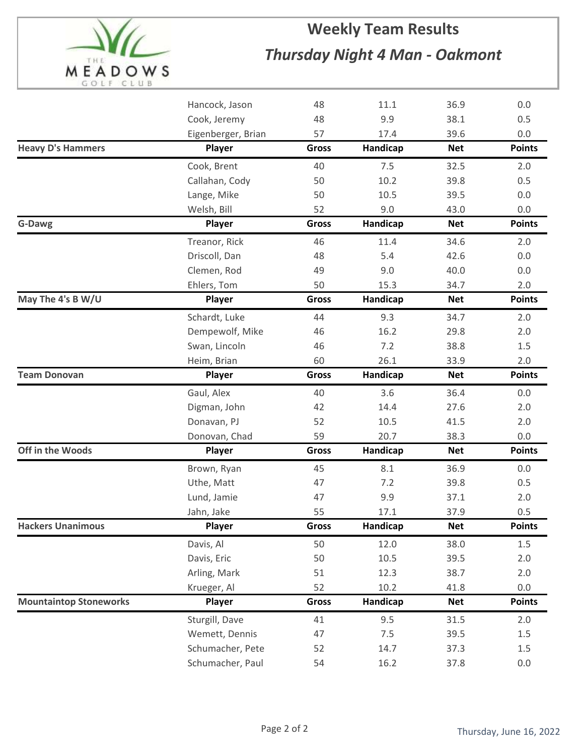# Weekly Team Results

## *Thursday Night 4 Man - Oakmont*

| | | | | | |
|---|---|---|---|---|---|
| | Hancock, Jason | 48 | 11.1 | 36.9 | 0.0 |
| | Cook, Jeremy | 48 | 9.9 | 38.1 | 0.5 |
| | Eigenberger, Brian | 57 | 17.4 | 39.6 | 0.0 |

| Heavy D's Hammers | Player | Gross | Handicap | Net | Points |
|---|---|---|---|---|---|
| | Cook, Brent | 40 | 7.5 | 32.5 | 2.0 |
| | Callahan, Cody | 50 | 10.2 | 39.8 | 0.5 |
| | Lange, Mike | 50 | 10.5 | 39.5 | 0.0 |
| | Welsh, Bill | 52 | 9.0 | 43.0 | 0.0 |

| G-Dawg | Player | Gross | Handicap | Net | Points |
|---|---|---|---|---|---|
| | Treanor, Rick | 46 | 11.4 | 34.6 | 2.0 |
| | Driscoll, Dan | 48 | 5.4 | 42.6 | 0.0 |
| | Clemen, Rod | 49 | 9.0 | 40.0 | 0.0 |
| | Ehlers, Tom | 50 | 15.3 | 34.7 | 2.0 |

| May The 4's B W/U | Player | Gross | Handicap | Net | Points |
|---|---|---|---|---|---|
| | Schardt, Luke | 44 | 9.3 | 34.7 | 2.0 |
| | Dempewolf, Mike | 46 | 16.2 | 29.8 | 2.0 |
| | Swan, Lincoln | 46 | 7.2 | 38.8 | 1.5 |
| | Heim, Brian | 60 | 26.1 | 33.9 | 2.0 |

| Team Donovan | Player | Gross | Handicap | Net | Points |
|---|---|---|---|---|---|
| | Gaul, Alex | 40 | 3.6 | 36.4 | 0.0 |
| | Digman, John | 42 | 14.4 | 27.6 | 2.0 |
| | Donavan, PJ | 52 | 10.5 | 41.5 | 2.0 |
| | Donovan, Chad | 59 | 20.7 | 38.3 | 0.0 |

| Off in the Woods | Player | Gross | Handicap | Net | Points |
|---|---|---|---|---|---|
| | Brown, Ryan | 45 | 8.1 | 36.9 | 0.0 |
| | Uthe, Matt | 47 | 7.2 | 39.8 | 0.5 |
| | Lund, Jamie | 47 | 9.9 | 37.1 | 2.0 |
| | Jahn, Jake | 55 | 17.1 | 37.9 | 0.5 |

| Hackers Unanimous | Player | Gross | Handicap | Net | Points |
|---|---|---|---|---|---|
| | Davis, Al | 50 | 12.0 | 38.0 | 1.5 |
| | Davis, Eric | 50 | 10.5 | 39.5 | 2.0 |
| | Arling, Mark | 51 | 12.3 | 38.7 | 2.0 |
| | Krueger, Al | 52 | 10.2 | 41.8 | 0.0 |

| Mountaintop Stoneworks | Player | Gross | Handicap | Net | Points |
|---|---|---|---|---|---|
| | Sturgill, Dave | 41 | 9.5 | 31.5 | 2.0 |
| | Wemett, Dennis | 47 | 7.5 | 39.5 | 1.5 |
| | Schumacher, Pete | 52 | 14.7 | 37.3 | 1.5 |
| | Schumacher, Paul | 54 | 16.2 | 37.8 | 0.0 |

Thursday, June 16, 2022